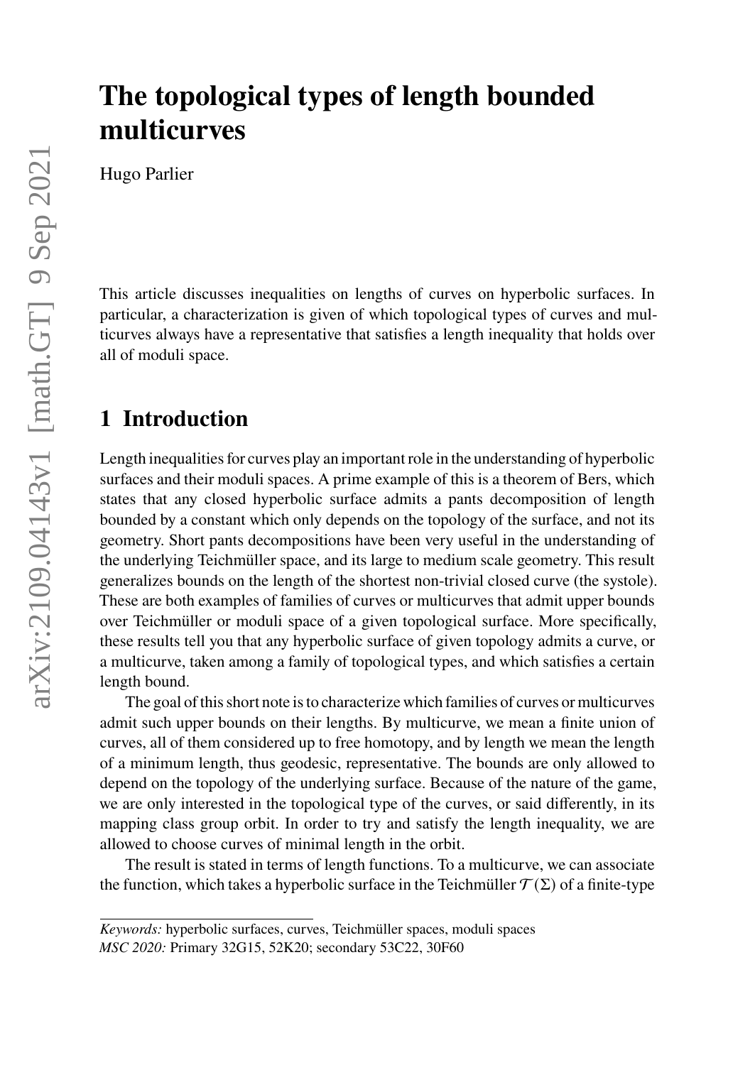# The topological types of length bounded multicurves

Hugo Parlier

This article discusses inequalities on lengths of curves on hyperbolic surfaces. In particular, a characterization is given of which topological types of curves and multicurves always have a representative that satisfies a length inequality that holds over all of moduli space.

## 1 Introduction

Length inequalities for curves play an important role in the understanding of hyperbolic surfaces and their moduli spaces. A prime example of this is a theorem of Bers, which states that any closed hyperbolic surface admits a pants decomposition of length bounded by a constant which only depends on the topology of the surface, and not its geometry. Short pants decompositions have been very useful in the understanding of the underlying Teichmüller space, and its large to medium scale geometry. This result generalizes bounds on the length of the shortest non-trivial closed curve (the systole). These are both examples of families of curves or multicurves that admit upper bounds over Teichmüller or moduli space of a given topological surface. More specifically, these results tell you that any hyperbolic surface of given topology admits a curve, or a multicurve, taken among a family of topological types, and which satisfies a certain length bound.

The goal of this short note is to characterize which families of curves or multicurves admit such upper bounds on their lengths. By multicurve, we mean a finite union of curves, all of them considered up to free homotopy, and by length we mean the length of a minimum length, thus geodesic, representative. The bounds are only allowed to depend on the topology of the underlying surface. Because of the nature of the game, we are only interested in the topological type of the curves, or said differently, in its mapping class group orbit. In order to try and satisfy the length inequality, we are allowed to choose curves of minimal length in the orbit.

The result is stated in terms of length functions. To a multicurve, we can associate the function, which takes a hyperbolic surface in the Teichmüller $\mathcal{T}(\Sigma)$ of a finite-type

*Keywords:* hyperbolic surfaces, curves, Teichmüller spaces, moduli spaces

*MSC 2020:* Primary 32G15, 52K20; secondary 53C22, 30F60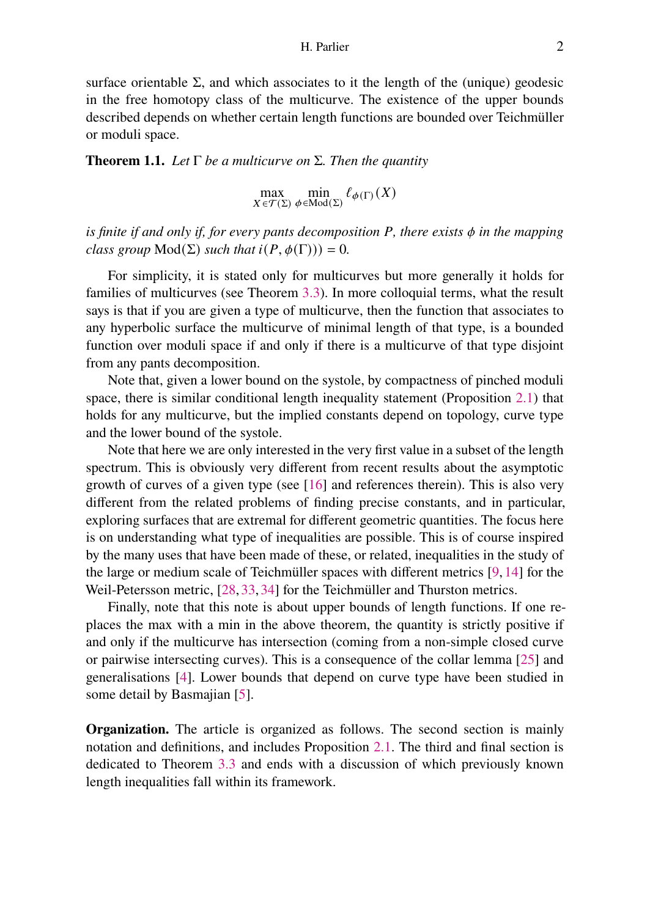surface orientable $\Sigma$, and which associates to it the length of the (unique) geodesic in the free homotopy class of the multicurve. The existence of the upper bounds described depends on whether certain length functions are bounded over Teichmüller or moduli space.

**Theorem 1.1.** *Let $\Gamma$ be a multicurve on $\Sigma$. Then the quantity*

$$\max_{X \in \mathcal{T}(\Sigma)} \min_{\phi \in \mathrm{Mod}(\Sigma)} \ell_{\phi(\Gamma)}(X)$$

*is finite if and only if, for every pants decomposition $P$, there exists $\phi$ in the mapping class group $\mathrm{Mod}(\Sigma)$ such that $i(P, \phi(\Gamma)) = 0$.*

For simplicity, it is stated only for multicurves but more generally it holds for families of multicurves (see Theorem 3.3). In more colloquial terms, what the result says is that if you are given a type of multicurve, then the function that associates to any hyperbolic surface the multicurve of minimal length of that type, is a bounded function over moduli space if and only if there is a multicurve of that type disjoint from any pants decomposition.

Note that, given a lower bound on the systole, by compactness of pinched moduli space, there is similar conditional length inequality statement (Proposition 2.1) that holds for any multicurve, but the implied constants depend on topology, curve type and the lower bound of the systole.

Note that here we are only interested in the very first value in a subset of the length spectrum. This is obviously very different from recent results about the asymptotic growth of curves of a given type (see [16] and references therein). This is also very different from the related problems of finding precise constants, and in particular, exploring surfaces that are extremal for different geometric quantities. The focus here is on understanding what type of inequalities are possible. This is of course inspired by the many uses that have been made of these, or related, inequalities in the study of the large or medium scale of Teichmüller spaces with different metrics [9, 14] for the Weil-Petersson metric, [28, 33, 34] for the Teichmüller and Thurston metrics.

Finally, note that this note is about upper bounds of length functions. If one replaces the max with a min in the above theorem, the quantity is strictly positive if and only if the multicurve has intersection (coming from a non-simple closed curve or pairwise intersecting curves). This is a consequence of the collar lemma [25] and generalisations [4]. Lower bounds that depend on curve type have been studied in some detail by Basmajian [5].

**Organization.** The article is organized as follows. The second section is mainly notation and definitions, and includes Proposition 2.1. The third and final section is dedicated to Theorem 3.3 and ends with a discussion of which previously known length inequalities fall within its framework.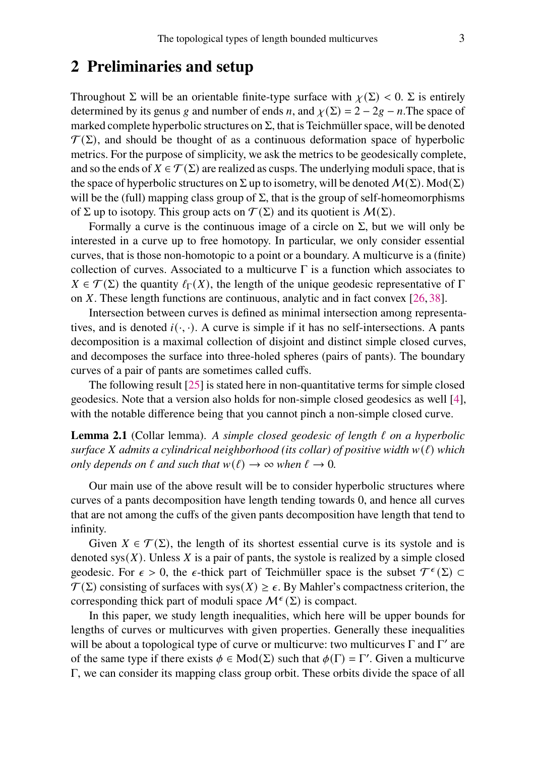## 2 Preliminaries and setup

Throughout $\Sigma$ will be an orientable finite-type surface with $\chi(\Sigma) < 0$. $\Sigma$ is entirely determined by its genus $g$ and number of ends $n$, and $\chi(\Sigma) = 2 - 2g - n$.The space of marked complete hyperbolic structures on $\Sigma$, that is Teichmüller space, will be denoted $\mathcal{T}(\Sigma)$, and should be thought of as a continuous deformation space of hyperbolic metrics. For the purpose of simplicity, we ask the metrics to be geodesically complete, and so the ends of $X \in \mathcal{T}(\Sigma)$ are realized as cusps. The underlying moduli space, that is the space of hyperbolic structures on $\Sigma$ up to isometry, will be denoted $\mathcal{M}(\Sigma)$. $\mathrm{Mod}(\Sigma)$ will be the (full) mapping class group of $\Sigma$, that is the group of self-homeomorphisms of $\Sigma$ up to isotopy. This group acts on $\mathcal{T}(\Sigma)$ and its quotient is $\mathcal{M}(\Sigma)$.

Formally a curve is the continuous image of a circle on $\Sigma$, but we will only be interested in a curve up to free homotopy. In particular, we only consider essential curves, that is those non-homotopic to a point or a boundary. A multicurve is a (finite) collection of curves. Associated to a multicurve $\Gamma$ is a function which associates to $X \in \mathcal{T}(\Sigma)$ the quantity $\ell_\Gamma(X)$, the length of the unique geodesic representative of $\Gamma$ on $X$. These length functions are continuous, analytic and in fact convex [26, 38].

Intersection between curves is defined as minimal intersection among representatives, and is denoted $i(\cdot,\cdot)$. A curve is simple if it has no self-intersections. A pants decomposition is a maximal collection of disjoint and distinct simple closed curves, and decomposes the surface into three-holed spheres (pairs of pants). The boundary curves of a pair of pants are sometimes called cuffs.

The following result [25] is stated here in non-quantitative terms for simple closed geodesics. Note that a version also holds for non-simple closed geodesics as well [4], with the notable difference being that you cannot pinch a non-simple closed curve.

**Lemma 2.1** (Collar lemma). *A simple closed geodesic of length $\ell$ on a hyperbolic surface $X$ admits a cylindrical neighborhood (its collar) of positive width $w(\ell)$ which only depends on $\ell$ and such that $w(\ell) \to \infty$ when $\ell \to 0$.*

Our main use of the above result will be to consider hyperbolic structures where curves of a pants decomposition have length tending towards 0, and hence all curves that are not among the cuffs of the given pants decomposition have length that tend to infinity.

Given $X \in \mathcal{T}(\Sigma)$, the length of its shortest essential curve is its systole and is denoted $\mathrm{sys}(X)$. Unless $X$ is a pair of pants, the systole is realized by a simple closed geodesic. For $\epsilon > 0$, the $\epsilon$-thick part of Teichmüller space is the subset $\mathcal{T}^\epsilon(\Sigma) \subset \mathcal{T}(\Sigma)$ consisting of surfaces with $\mathrm{sys}(X) \geq \epsilon$. By Mahler's compactness criterion, the corresponding thick part of moduli space $\mathcal{M}^\epsilon(\Sigma)$ is compact.

In this paper, we study length inequalities, which here will be upper bounds for lengths of curves or multicurves with given properties. Generally these inequalities will be about a topological type of curve or multicurve: two multicurves $\Gamma$ and $\Gamma'$ are of the same type if there exists $\phi \in \mathrm{Mod}(\Sigma)$ such that $\phi(\Gamma) = \Gamma'$. Given a multicurve $\Gamma$, we can consider its mapping class group orbit. These orbits divide the space of all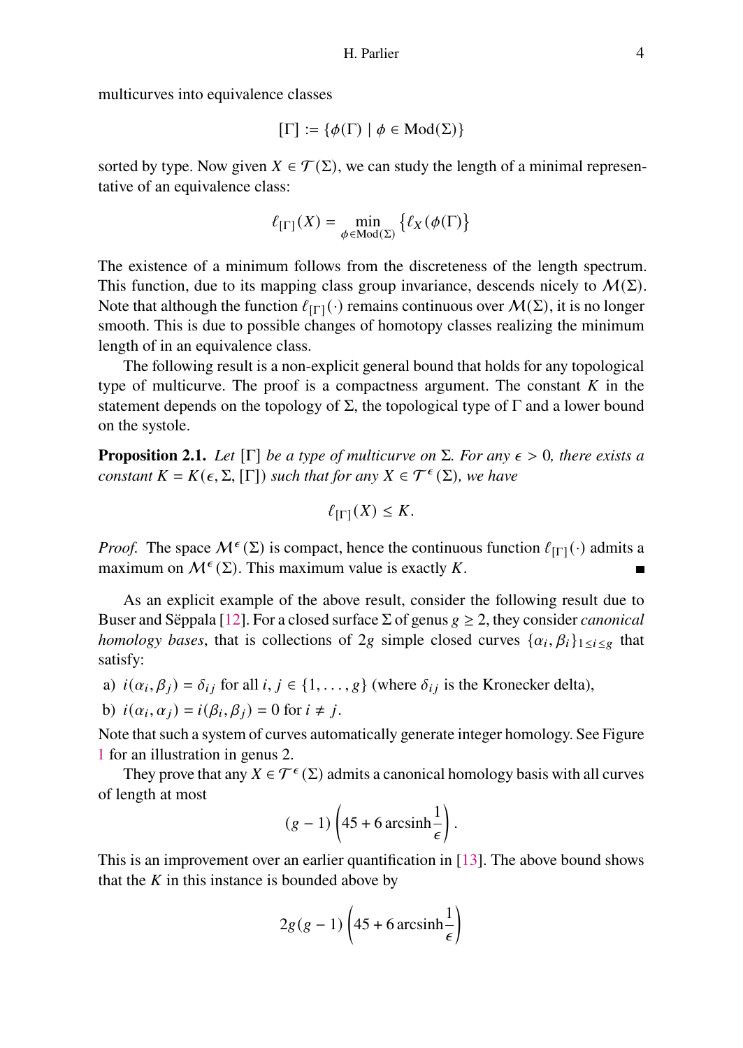multicurves into equivalence classes

$$[\Gamma] := \{\phi(\Gamma) \mid \phi \in \mathrm{Mod}(\Sigma)\}$$

sorted by type. Now given $X \in \mathcal{T}(\Sigma)$, we can study the length of a minimal representative of an equivalence class:

$$\ell_{[\Gamma]}(X) = \min_{\phi \in \mathrm{Mod}(\Sigma)} \left\{ \ell_X(\phi(\Gamma) \right\}$$

The existence of a minimum follows from the discreteness of the length spectrum. This function, due to its mapping class group invariance, descends nicely to $\mathcal{M}(\Sigma)$. Note that although the function $\ell_{[\Gamma]}(\cdot)$ remains continuous over $\mathcal{M}(\Sigma)$, it is no longer smooth. This is due to possible changes of homotopy classes realizing the minimum length of in an equivalence class.

The following result is a non-explicit general bound that holds for any topological type of multicurve. The proof is a compactness argument. The constant $K$ in the statement depends on the topology of $\Sigma$, the topological type of $\Gamma$ and a lower bound on the systole.

**Proposition 2.1.** *Let $[\Gamma]$ be a type of multicurve on $\Sigma$. For any $\epsilon > 0$, there exists a constant $K = K(\epsilon, \Sigma, [\Gamma])$ such that for any $X \in \mathcal{T}^{\epsilon}(\Sigma)$, we have*

$$\ell_{[\Gamma]}(X) \leq K.$$

*Proof.* The space $\mathcal{M}^{\epsilon}(\Sigma)$ is compact, hence the continuous function $\ell_{[\Gamma]}(\cdot)$ admits a maximum on $\mathcal{M}^{\epsilon}(\Sigma)$. This maximum value is exactly $K$. ∎

As an explicit example of the above result, consider the following result due to Buser and Sëppala [12]. For a closed surface $\Sigma$ of genus $g \geq 2$, they consider *canonical homology bases*, that is collections of $2g$ simple closed curves $\{\alpha_i, \beta_i\}_{1 \leq i \leq g}$ that satisfy:

a) $i(\alpha_i, \beta_j) = \delta_{ij}$ for all $i, j \in \{1, \ldots, g\}$ (where $\delta_{ij}$ is the Kronecker delta),

b) $i(\alpha_i, \alpha_j) = i(\beta_i, \beta_j) = 0$ for $i \neq j$.

Note that such a system of curves automatically generate integer homology. See Figure 1 for an illustration in genus 2.

They prove that any $X \in \mathcal{T}^{\epsilon}(\Sigma)$ admits a canonical homology basis with all curves of length at most

$$(g-1)\left(45 + 6 \,\mathrm{arcsinh}\frac{1}{\epsilon}\right).$$

This is an improvement over an earlier quantification in [13]. The above bound shows that the $K$ in this instance is bounded above by

$$2g(g-1)\left(45 + 6 \,\mathrm{arcsinh}\frac{1}{\epsilon}\right)$$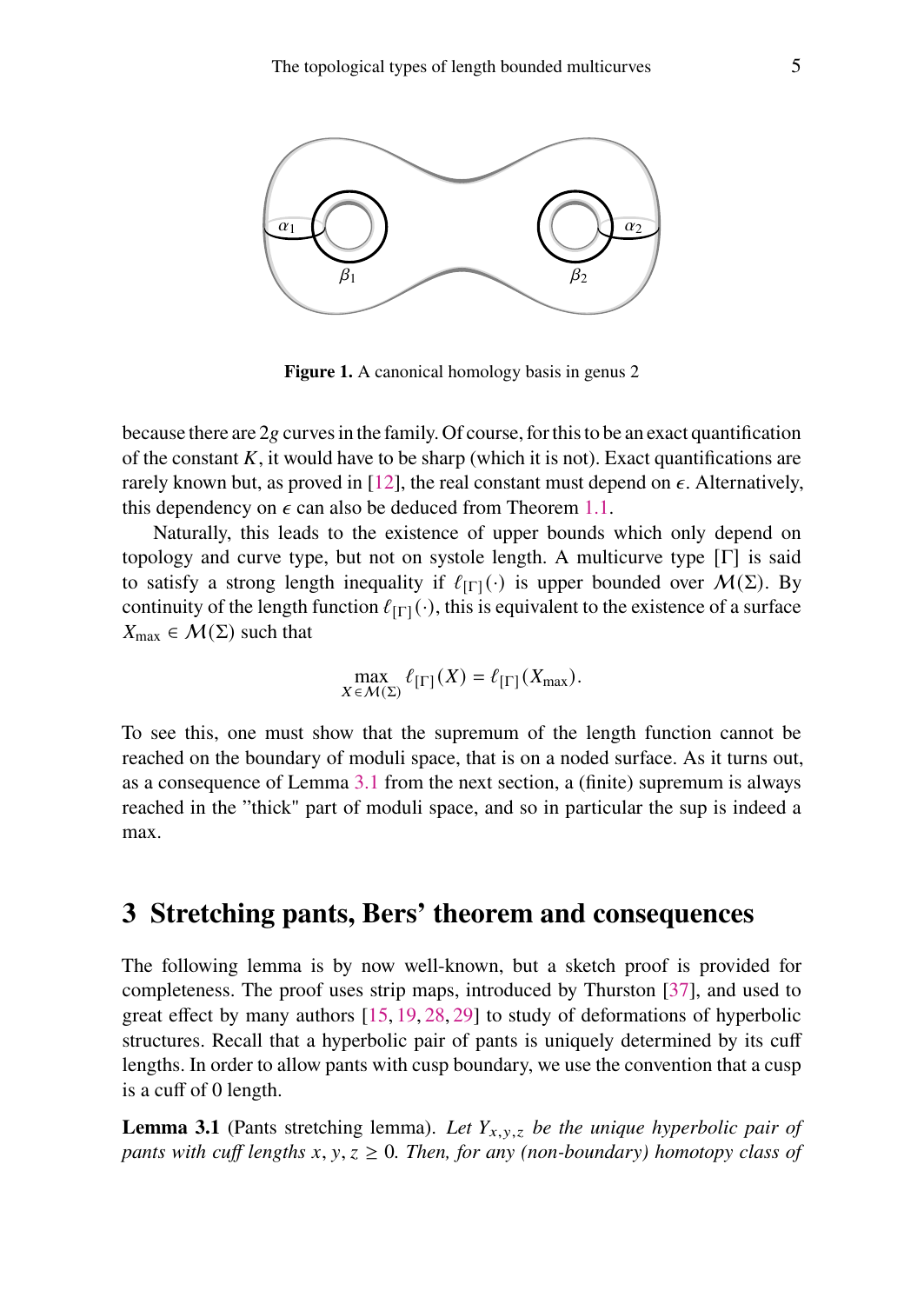**Figure 1.** A canonical homology basis in genus 2

because there are $2g$ curves in the family. Of course, for this to be an exact quantification of the constant $K$, it would have to be sharp (which it is not). Exact quantifications are rarely known but, as proved in [12], the real constant must depend on $\epsilon$. Alternatively, this dependency on $\epsilon$ can also be deduced from Theorem 1.1.

Naturally, this leads to the existence of upper bounds which only depend on topology and curve type, but not on systole length. A multicurve type $[\Gamma]$ is said to satisfy a strong length inequality if $\ell_{[\Gamma]}(\cdot)$ is upper bounded over $\mathcal{M}(\Sigma)$. By continuity of the length function $\ell_{[\Gamma]}(\cdot)$, this is equivalent to the existence of a surface $X_{\max} \in \mathcal{M}(\Sigma)$ such that

$$\max_{X \in \mathcal{M}(\Sigma)} \ell_{[\Gamma]}(X) = \ell_{[\Gamma]}(X_{\max}).$$

To see this, one must show that the supremum of the length function cannot be reached on the boundary of moduli space, that is on a noded surface. As it turns out, as a consequence of Lemma 3.1 from the next section, a (finite) supremum is always reached in the "thick" part of moduli space, and so in particular the sup is indeed a max.

## 3 Stretching pants, Bers' theorem and consequences

The following lemma is by now well-known, but a sketch proof is provided for completeness. The proof uses strip maps, introduced by Thurston [37], and used to great effect by many authors [15, 19, 28, 29] to study of deformations of hyperbolic structures. Recall that a hyperbolic pair of pants is uniquely determined by its cuff lengths. In order to allow pants with cusp boundary, we use the convention that a cusp is a cuff of 0 length.

**Lemma 3.1** (Pants stretching lemma). *Let $Y_{x,y,z}$ be the unique hyperbolic pair of pants with cuff lengths $x, y, z \geq 0$. Then, for any (non-boundary) homotopy class of*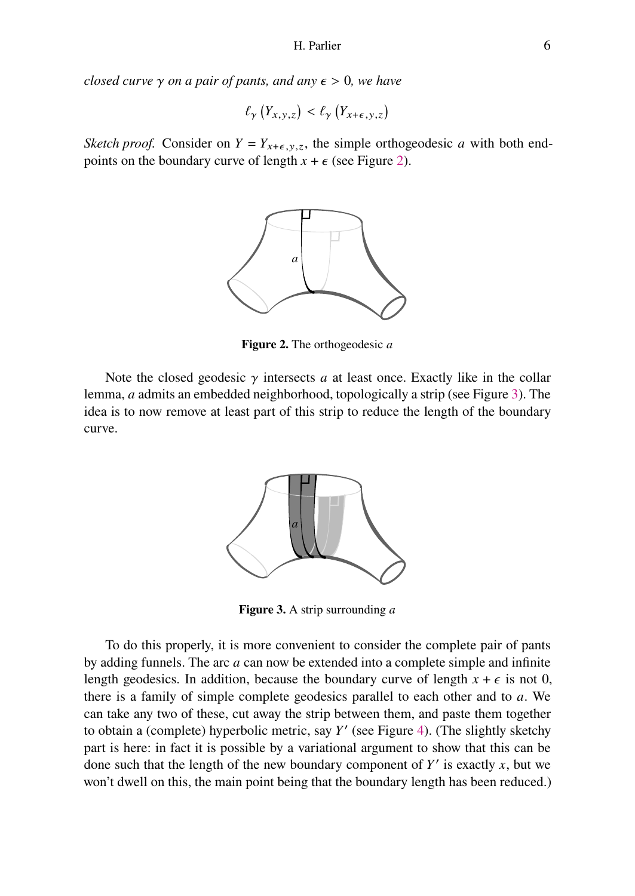*closed curve $\gamma$ on a pair of pants, and any $\epsilon > 0$, we have*

$$\ell_\gamma\left(Y_{x,y,z}\right) < \ell_\gamma\left(Y_{x+\epsilon,y,z}\right)$$

*Sketch proof.* Consider on $Y = Y_{x+\epsilon,y,z}$, the simple orthogeodesic $a$ with both endpoints on the boundary curve of length $x+\epsilon$ (see Figure 2).

**Figure 2.** The orthogeodesic $a$

Note the closed geodesic $\gamma$ intersects $a$ at least once. Exactly like in the collar lemma, $a$ admits an embedded neighborhood, topologically a strip (see Figure 3). The idea is to now remove at least part of this strip to reduce the length of the boundary curve.

**Figure 3.** A strip surrounding $a$

To do this properly, it is more convenient to consider the complete pair of pants by adding funnels. The arc $a$ can now be extended into a complete simple and infinite length geodesics. In addition, because the boundary curve of length $x+\epsilon$ is not 0, there is a family of simple complete geodesics parallel to each other and to $a$. We can take any two of these, cut away the strip between them, and paste them together to obtain a (complete) hyperbolic metric, say $Y'$ (see Figure 4). (The slightly sketchy part is here: in fact it is possible by a variational argument to show that this can be done such that the length of the new boundary component of $Y'$ is exactly $x$, but we won't dwell on this, the main point being that the boundary length has been reduced.)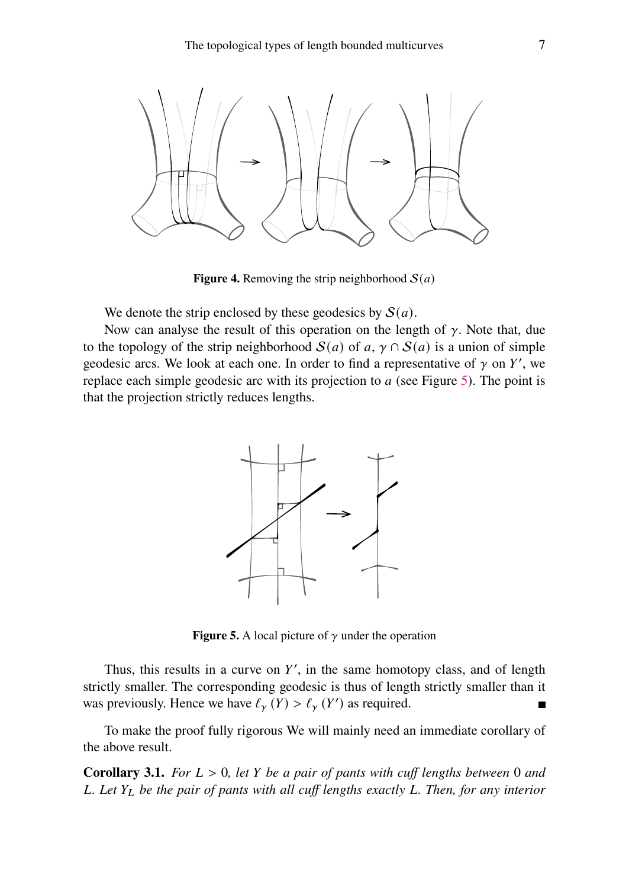**Figure 4.** Removing the strip neighborhood $\mathcal{S}(a)$

We denote the strip enclosed by these geodesics by $\mathcal{S}(a)$.

Now can analyse the result of this operation on the length of $\gamma$. Note that, due to the topology of the strip neighborhood $\mathcal{S}(a)$ of $a$, $\gamma \cap \mathcal{S}(a)$ is a union of simple geodesic arcs. We look at each one. In order to find a representative of $\gamma$ on $Y'$, we replace each simple geodesic arc with its projection to $a$ (see Figure 5). The point is that the projection strictly reduces lengths.

**Figure 5.** A local picture of $\gamma$ under the operation

Thus, this results in a curve on $Y'$, in the same homotopy class, and of length strictly smaller. The corresponding geodesic is thus of length strictly smaller than it was previously. Hence we have $\ell_\gamma(Y) > \ell_\gamma(Y')$ as required. ∎

To make the proof fully rigorous We will mainly need an immediate corollary of the above result.

**Corollary 3.1.** *For $L > 0$, let $Y$ be a pair of pants with cuff lengths between $0$ and $L$. Let $Y_L$ be the pair of pants with all cuff lengths exactly $L$. Then, for any interior*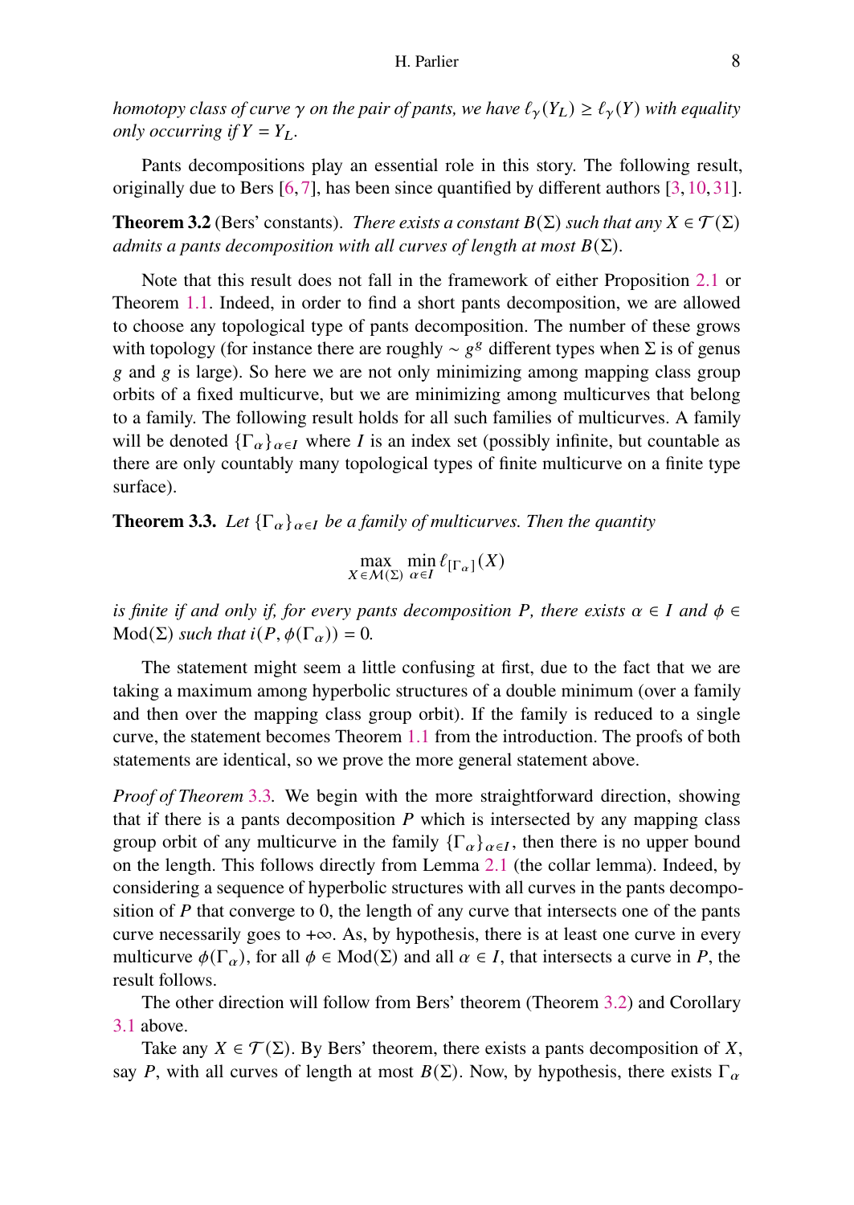*homotopy class of curve $\gamma$ on the pair of pants, we have $\ell_\gamma(Y_L) \geq \ell_\gamma(Y)$ with equality only occurring if $Y = Y_L$.*

Pants decompositions play an essential role in this story. The following result, originally due to Bers [6, 7], has been since quantified by different authors [3, 10, 31].

**Theorem 3.2** (Bers' constants). *There exists a constant $B(\Sigma)$ such that any $X \in \mathcal{T}(\Sigma)$ admits a pants decomposition with all curves of length at most $B(\Sigma)$.*

Note that this result does not fall in the framework of either Proposition 2.1 or Theorem 1.1. Indeed, in order to find a short pants decomposition, we are allowed to choose any topological type of pants decomposition. The number of these grows with topology (for instance there are roughly $\sim g^g$ different types when $\Sigma$ is of genus $g$ and $g$ is large). So here we are not only minimizing among mapping class group orbits of a fixed multicurve, but we are minimizing among multicurves that belong to a family. The following result holds for all such families of multicurves. A family will be denoted $\{\Gamma_\alpha\}_{\alpha \in I}$ where $I$ is an index set (possibly infinite, but countable as there are only countably many topological types of finite multicurve on a finite type surface).

**Theorem 3.3.** *Let $\{\Gamma_\alpha\}_{\alpha \in I}$ be a family of multicurves. Then the quantity*

$$\max_{X \in \mathcal{M}(\Sigma)} \min_{\alpha \in I} \ell_{[\Gamma_\alpha]}(X)$$

*is finite if and only if, for every pants decomposition $P$, there exists $\alpha \in I$ and $\phi \in \mathrm{Mod}(\Sigma)$ such that $i(P, \phi(\Gamma_\alpha)) = 0$.*

The statement might seem a little confusing at first, due to the fact that we are taking a maximum among hyperbolic structures of a double minimum (over a family and then over the mapping class group orbit). If the family is reduced to a single curve, the statement becomes Theorem 1.1 from the introduction. The proofs of both statements are identical, so we prove the more general statement above.

*Proof of Theorem 3.3.* We begin with the more straightforward direction, showing that if there is a pants decomposition $P$ which is intersected by any mapping class group orbit of any multicurve in the family $\{\Gamma_\alpha\}_{\alpha \in I}$, then there is no upper bound on the length. This follows directly from Lemma 2.1 (the collar lemma). Indeed, by considering a sequence of hyperbolic structures with all curves in the pants decomposition of $P$ that converge to 0, the length of any curve that intersects one of the pants curve necessarily goes to $+\infty$. As, by hypothesis, there is at least one curve in every multicurve $\phi(\Gamma_\alpha)$, for all $\phi \in \mathrm{Mod}(\Sigma)$ and all $\alpha \in I$, that intersects a curve in $P$, the result follows.

The other direction will follow from Bers' theorem (Theorem 3.2) and Corollary 3.1 above.

Take any $X \in \mathcal{T}(\Sigma)$. By Bers' theorem, there exists a pants decomposition of $X$, say $P$, with all curves of length at most $B(\Sigma)$. Now, by hypothesis, there exists $\Gamma_\alpha$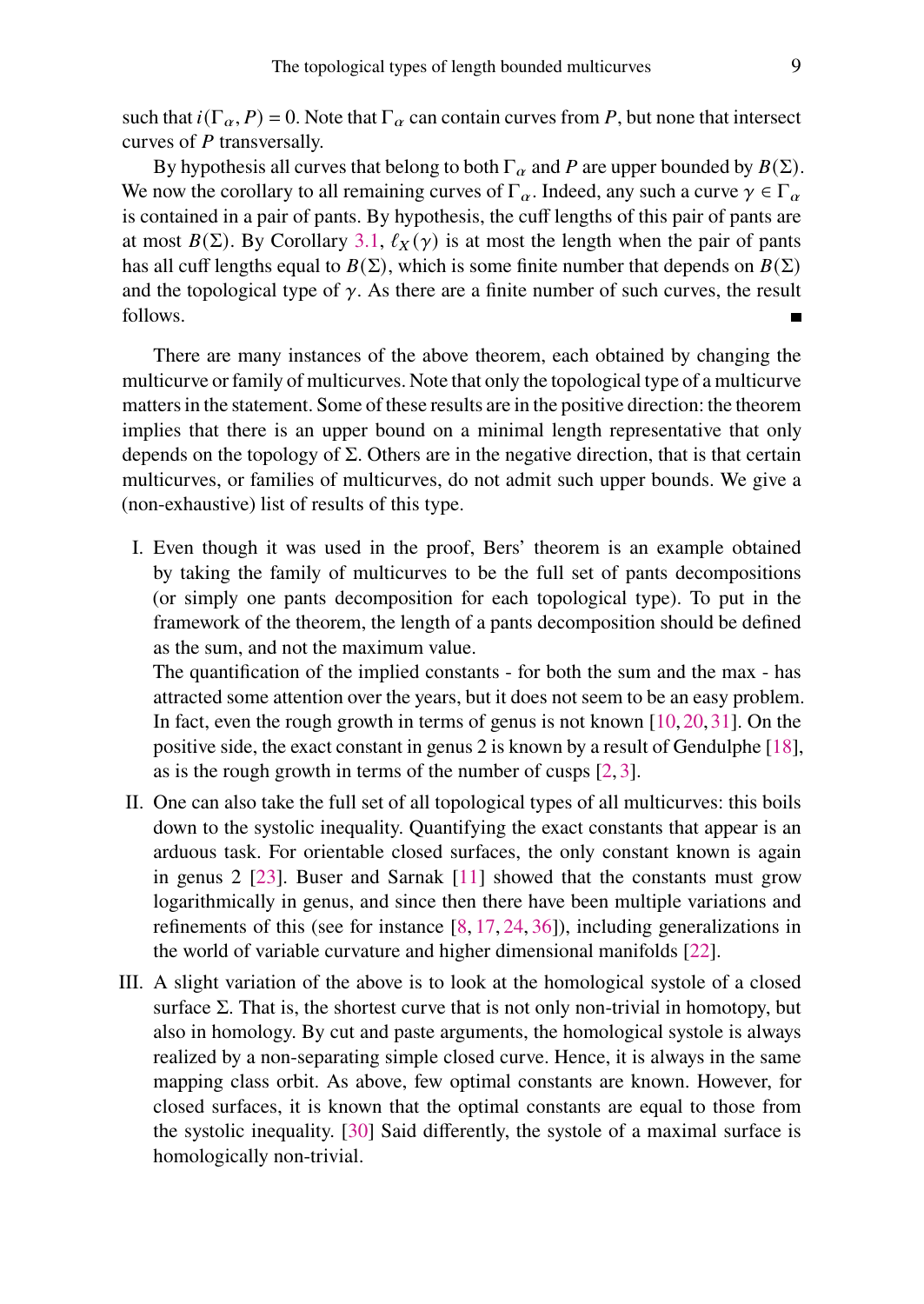such that $i(\Gamma_\alpha, P) = 0$. Note that $\Gamma_\alpha$ can contain curves from $P$, but none that intersect curves of $P$ transversally.

By hypothesis all curves that belong to both $\Gamma_\alpha$ and $P$ are upper bounded by $B(\Sigma)$. We now the corollary to all remaining curves of $\Gamma_\alpha$. Indeed, any such a curve $\gamma \in \Gamma_\alpha$ is contained in a pair of pants. By hypothesis, the cuff lengths of this pair of pants are at most $B(\Sigma)$. By Corollary 3.1, $\ell_X(\gamma)$ is at most the length when the pair of pants has all cuff lengths equal to $B(\Sigma)$, which is some finite number that depends on $B(\Sigma)$ and the topological type of $\gamma$. As there are a finite number of such curves, the result follows. ∎

There are many instances of the above theorem, each obtained by changing the multicurve or family of multicurves. Note that only the topological type of a multicurve matters in the statement. Some of these results are in the positive direction: the theorem implies that there is an upper bound on a minimal length representative that only depends on the topology of $\Sigma$. Others are in the negative direction, that is that certain multicurves, or families of multicurves, do not admit such upper bounds. We give a (non-exhaustive) list of results of this type.

I. Even though it was used in the proof, Bers' theorem is an example obtained by taking the family of multicurves to be the full set of pants decompositions (or simply one pants decomposition for each topological type). To put in the framework of the theorem, the length of a pants decomposition should be defined as the sum, and not the maximum value.
The quantification of the implied constants - for both the sum and the max - has attracted some attention over the years, but it does not seem to be an easy problem. In fact, even the rough growth in terms of genus is not known [10, 20, 31]. On the positive side, the exact constant in genus 2 is known by a result of Gendulphe [18], as is the rough growth in terms of the number of cusps [2, 3].

II. One can also take the full set of all topological types of all multicurves: this boils down to the systolic inequality. Quantifying the exact constants that appear is an arduous task. For orientable closed surfaces, the only constant known is again in genus 2 [23]. Buser and Sarnak [11] showed that the constants must grow logarithmically in genus, and since then there have been multiple variations and refinements of this (see for instance [8, 17, 24, 36]), including generalizations in the world of variable curvature and higher dimensional manifolds [22].

III. A slight variation of the above is to look at the homological systole of a closed surface $\Sigma$. That is, the shortest curve that is not only non-trivial in homotopy, but also in homology. By cut and paste arguments, the homological systole is always realized by a non-separating simple closed curve. Hence, it is always in the same mapping class orbit. As above, few optimal constants are known. However, for closed surfaces, it is known that the optimal constants are equal to those from the systolic inequality. [30] Said differently, the systole of a maximal surface is homologically non-trivial.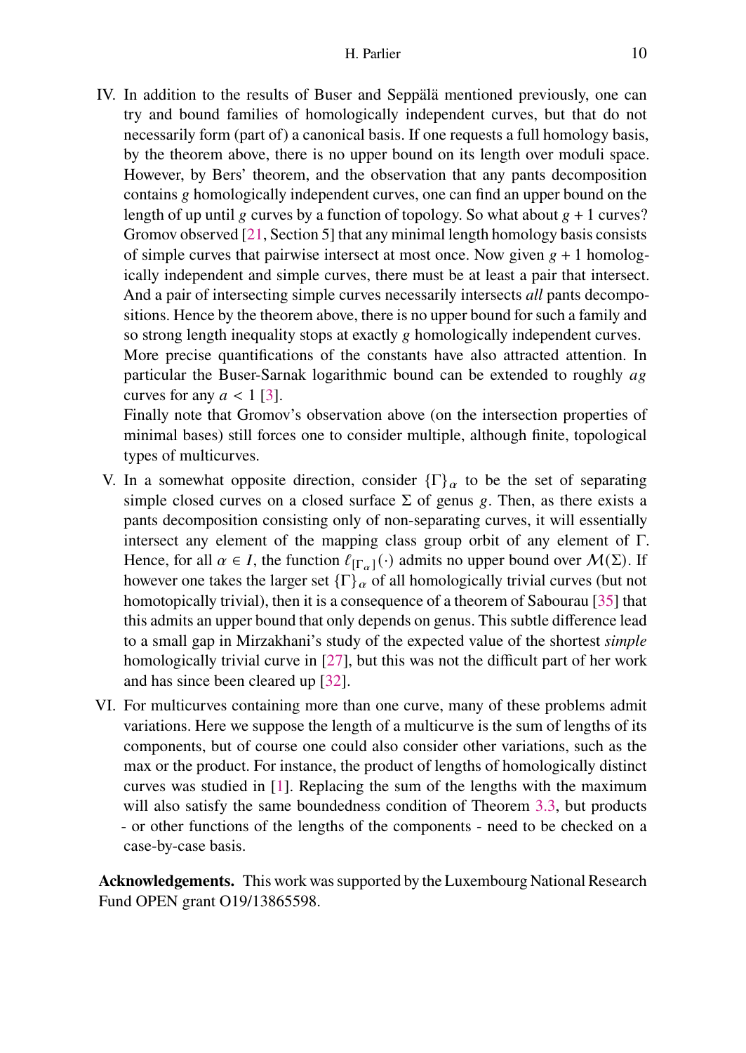IV. In addition to the results of Buser and Seppälä mentioned previously, one can try and bound families of homologically independent curves, but that do not necessarily form (part of) a canonical basis. If one requests a full homology basis, by the theorem above, there is no upper bound on its length over moduli space. However, by Bers' theorem, and the observation that any pants decomposition contains $g$ homologically independent curves, one can find an upper bound on the length of up until $g$ curves by a function of topology. So what about $g + 1$ curves? Gromov observed [21, Section 5] that any minimal length homology basis consists of simple curves that pairwise intersect at most once. Now given $g + 1$ homologically independent and simple curves, there must be at least a pair that intersect. And a pair of intersecting simple curves necessarily intersects *all* pants decompositions. Hence by the theorem above, there is no upper bound for such a family and so strong length inequality stops at exactly $g$ homologically independent curves.

   More precise quantifications of the constants have also attracted attention. In particular the Buser-Sarnak logarithmic bound can be extended to roughly $ag$ curves for any $a < 1$ [3].

   Finally note that Gromov's observation above (on the intersection properties of minimal bases) still forces one to consider multiple, although finite, topological types of multicurves.

V. In a somewhat opposite direction, consider $\{\Gamma\}_\alpha$ to be the set of separating simple closed curves on a closed surface $\Sigma$ of genus $g$. Then, as there exists a pants decomposition consisting only of non-separating curves, it will essentially intersect any element of the mapping class group orbit of any element of $\Gamma$. Hence, for all $\alpha \in I$, the function $\ell_{[\Gamma_\alpha]}(\cdot)$ admits no upper bound over $\mathcal{M}(\Sigma)$. If however one takes the larger set $\{\Gamma\}_\alpha$ of all homologically trivial curves (but not homotopically trivial), then it is a consequence of a theorem of Sabourau [35] that this admits an upper bound that only depends on genus. This subtle difference lead to a small gap in Mirzakhani's study of the expected value of the shortest *simple* homologically trivial curve in [27], but this was not the difficult part of her work and has since been cleared up [32].

VI. For multicurves containing more than one curve, many of these problems admit variations. Here we suppose the length of a multicurve is the sum of lengths of its components, but of course one could also consider other variations, such as the max or the product. For instance, the product of lengths of homologically distinct curves was studied in [1]. Replacing the sum of the lengths with the maximum will also satisfy the same boundedness condition of Theorem 3.3, but products - or other functions of the lengths of the components - need to be checked on a case-by-case basis.

**Acknowledgements.** This work was supported by the Luxembourg National Research Fund OPEN grant O19/13865598.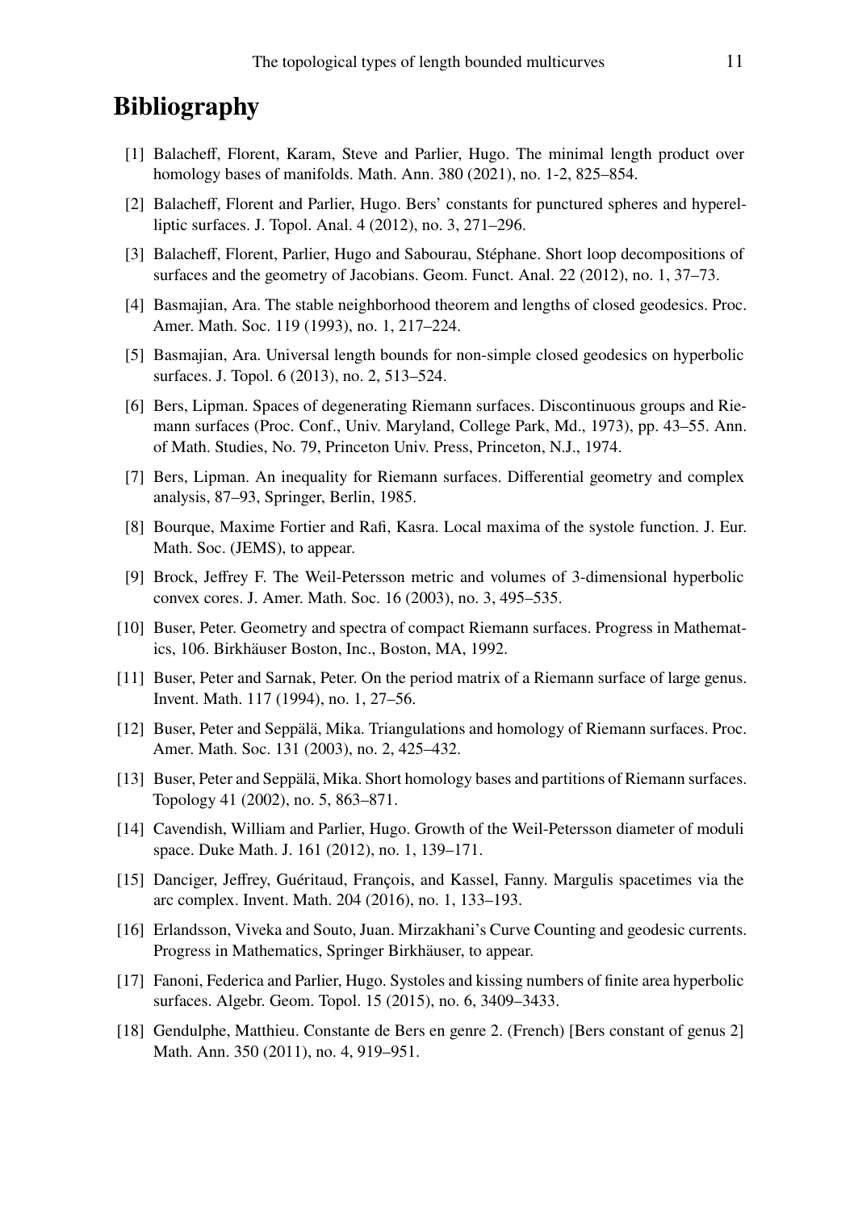# Bibliography

[1] Balacheff, Florent, Karam, Steve and Parlier, Hugo. The minimal length product over homology bases of manifolds. Math. Ann. 380 (2021), no. 1-2, 825–854.

[2] Balacheff, Florent and Parlier, Hugo. Bers' constants for punctured spheres and hyperelliptic surfaces. J. Topol. Anal. 4 (2012), no. 3, 271–296.

[3] Balacheff, Florent, Parlier, Hugo and Sabourau, Stéphane. Short loop decompositions of surfaces and the geometry of Jacobians. Geom. Funct. Anal. 22 (2012), no. 1, 37–73.

[4] Basmajian, Ara. The stable neighborhood theorem and lengths of closed geodesics. Proc. Amer. Math. Soc. 119 (1993), no. 1, 217–224.

[5] Basmajian, Ara. Universal length bounds for non-simple closed geodesics on hyperbolic surfaces. J. Topol. 6 (2013), no. 2, 513–524.

[6] Bers, Lipman. Spaces of degenerating Riemann surfaces. Discontinuous groups and Riemann surfaces (Proc. Conf., Univ. Maryland, College Park, Md., 1973), pp. 43–55. Ann. of Math. Studies, No. 79, Princeton Univ. Press, Princeton, N.J., 1974.

[7] Bers, Lipman. An inequality for Riemann surfaces. Differential geometry and complex analysis, 87–93, Springer, Berlin, 1985.

[8] Bourque, Maxime Fortier and Rafi, Kasra. Local maxima of the systole function. J. Eur. Math. Soc. (JEMS), to appear.

[9] Brock, Jeffrey F. The Weil-Petersson metric and volumes of 3-dimensional hyperbolic convex cores. J. Amer. Math. Soc. 16 (2003), no. 3, 495–535.

[10] Buser, Peter. Geometry and spectra of compact Riemann surfaces. Progress in Mathematics, 106. Birkhäuser Boston, Inc., Boston, MA, 1992.

[11] Buser, Peter and Sarnak, Peter. On the period matrix of a Riemann surface of large genus. Invent. Math. 117 (1994), no. 1, 27–56.

[12] Buser, Peter and Seppälä, Mika. Triangulations and homology of Riemann surfaces. Proc. Amer. Math. Soc. 131 (2003), no. 2, 425–432.

[13] Buser, Peter and Seppälä, Mika. Short homology bases and partitions of Riemann surfaces. Topology 41 (2002), no. 5, 863–871.

[14] Cavendish, William and Parlier, Hugo. Growth of the Weil-Petersson diameter of moduli space. Duke Math. J. 161 (2012), no. 1, 139–171.

[15] Danciger, Jeffrey, Guéritaud, François, and Kassel, Fanny. Margulis spacetimes via the arc complex. Invent. Math. 204 (2016), no. 1, 133–193.

[16] Erlandsson, Viveka and Souto, Juan. Mirzakhani's Curve Counting and geodesic currents. Progress in Mathematics, Springer Birkhäuser, to appear.

[17] Fanoni, Federica and Parlier, Hugo. Systoles and kissing numbers of finite area hyperbolic surfaces. Algebr. Geom. Topol. 15 (2015), no. 6, 3409–3433.

[18] Gendulphe, Matthieu. Constante de Bers en genre 2. (French) [Bers constant of genus 2] Math. Ann. 350 (2011), no. 4, 919–951.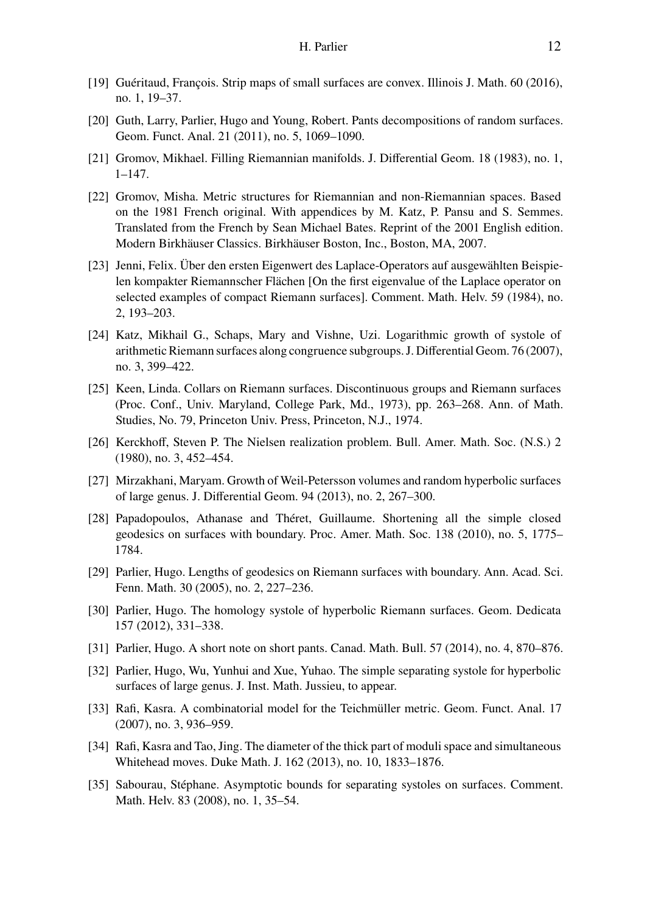[19] Guéritaud, François. Strip maps of small surfaces are convex. Illinois J. Math. 60 (2016), no. 1, 19–37.

[20] Guth, Larry, Parlier, Hugo and Young, Robert. Pants decompositions of random surfaces. Geom. Funct. Anal. 21 (2011), no. 5, 1069–1090.

[21] Gromov, Mikhael. Filling Riemannian manifolds. J. Differential Geom. 18 (1983), no. 1, 1–147.

[22] Gromov, Misha. Metric structures for Riemannian and non-Riemannian spaces. Based on the 1981 French original. With appendices by M. Katz, P. Pansu and S. Semmes. Translated from the French by Sean Michael Bates. Reprint of the 2001 English edition. Modern Birkhäuser Classics. Birkhäuser Boston, Inc., Boston, MA, 2007.

[23] Jenni, Felix. Über den ersten Eigenwert des Laplace-Operators auf ausgewählten Beispielen kompakter Riemannscher Flächen [On the first eigenvalue of the Laplace operator on selected examples of compact Riemann surfaces]. Comment. Math. Helv. 59 (1984), no. 2, 193–203.

[24] Katz, Mikhail G., Schaps, Mary and Vishne, Uzi. Logarithmic growth of systole of arithmetic Riemann surfaces along congruence subgroups. J. Differential Geom. 76 (2007), no. 3, 399–422.

[25] Keen, Linda. Collars on Riemann surfaces. Discontinuous groups and Riemann surfaces (Proc. Conf., Univ. Maryland, College Park, Md., 1973), pp. 263–268. Ann. of Math. Studies, No. 79, Princeton Univ. Press, Princeton, N.J., 1974.

[26] Kerckhoff, Steven P. The Nielsen realization problem. Bull. Amer. Math. Soc. (N.S.) 2 (1980), no. 3, 452–454.

[27] Mirzakhani, Maryam. Growth of Weil-Petersson volumes and random hyperbolic surfaces of large genus. J. Differential Geom. 94 (2013), no. 2, 267–300.

[28] Papadopoulos, Athanase and Théret, Guillaume. Shortening all the simple closed geodesics on surfaces with boundary. Proc. Amer. Math. Soc. 138 (2010), no. 5, 1775–1784.

[29] Parlier, Hugo. Lengths of geodesics on Riemann surfaces with boundary. Ann. Acad. Sci. Fenn. Math. 30 (2005), no. 2, 227–236.

[30] Parlier, Hugo. The homology systole of hyperbolic Riemann surfaces. Geom. Dedicata 157 (2012), 331–338.

[31] Parlier, Hugo. A short note on short pants. Canad. Math. Bull. 57 (2014), no. 4, 870–876.

[32] Parlier, Hugo, Wu, Yunhui and Xue, Yuhao. The simple separating systole for hyperbolic surfaces of large genus. J. Inst. Math. Jussieu, to appear.

[33] Rafi, Kasra. A combinatorial model for the Teichmüller metric. Geom. Funct. Anal. 17 (2007), no. 3, 936–959.

[34] Rafi, Kasra and Tao, Jing. The diameter of the thick part of moduli space and simultaneous Whitehead moves. Duke Math. J. 162 (2013), no. 10, 1833–1876.

[35] Sabourau, Stéphane. Asymptotic bounds for separating systoles on surfaces. Comment. Math. Helv. 83 (2008), no. 1, 35–54.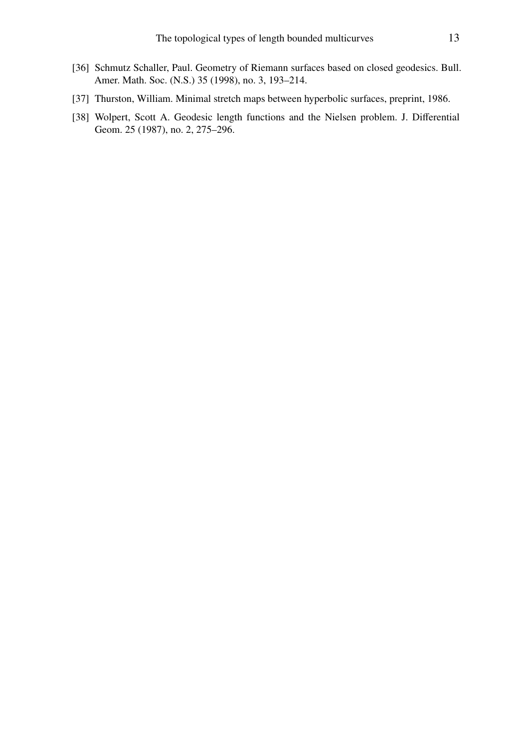[36] Schmutz Schaller, Paul. Geometry of Riemann surfaces based on closed geodesics. Bull. Amer. Math. Soc. (N.S.) 35 (1998), no. 3, 193–214.

[37] Thurston, William. Minimal stretch maps between hyperbolic surfaces, preprint, 1986.

[38] Wolpert, Scott A. Geodesic length functions and the Nielsen problem. J. Differential Geom. 25 (1987), no. 2, 275–296.